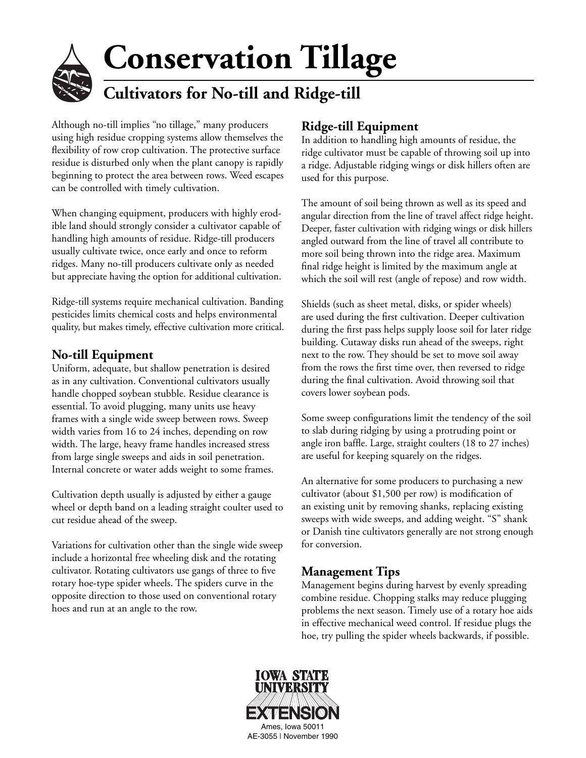# Conservation Tillage

## Cultivators for No-till and Ridge-till

Although no-till implies "no tillage," many producers using high residue cropping systems allow themselves the flexibility of row crop cultivation. The protective surface residue is disturbed only when the plant canopy is rapidly beginning to protect the area between rows. Weed escapes can be controlled with timely cultivation.

When changing equipment, producers with highly erodible land should strongly consider a cultivator capable of handling high amounts of residue. Ridge-till producers usually cultivate twice, once early and once to reform ridges. Many no-till producers cultivate only as needed but appreciate having the option for additional cultivation.

Ridge-till systems require mechanical cultivation. Banding pesticides limits chemical costs and helps environmental quality, but makes timely, effective cultivation more critical.

### No-till Equipment

Uniform, adequate, but shallow penetration is desired as in any cultivation. Conventional cultivators usually handle chopped soybean stubble. Residue clearance is essential. To avoid plugging, many units use heavy frames with a single wide sweep between rows. Sweep width varies from 16 to 24 inches, depending on row width. The large, heavy frame handles increased stress from large single sweeps and aids in soil penetration. Internal concrete or water adds weight to some frames.

Cultivation depth usually is adjusted by either a gauge wheel or depth band on a leading straight coulter used to cut residue ahead of the sweep.

Variations for cultivation other than the single wide sweep include a horizontal free wheeling disk and the rotating cultivator. Rotating cultivators use gangs of three to five rotary hoe-type spider wheels. The spiders curve in the opposite direction to those used on conventional rotary hoes and run at an angle to the row.

### Ridge-till Equipment

In addition to handling high amounts of residue, the ridge cultivator must be capable of throwing soil up into a ridge. Adjustable ridging wings or disk hillers often are used for this purpose.

The amount of soil being thrown as well as its speed and angular direction from the line of travel affect ridge height. Deeper, faster cultivation with ridging wings or disk hillers angled outward from the line of travel all contribute to more soil being thrown into the ridge area. Maximum final ridge height is limited by the maximum angle at which the soil will rest (angle of repose) and row width.

Shields (such as sheet metal, disks, or spider wheels) are used during the first cultivation. Deeper cultivation during the first pass helps supply loose soil for later ridge building. Cutaway disks run ahead of the sweeps, right next to the row. They should be set to move soil away from the rows the first time over, then reversed to ridge during the final cultivation. Avoid throwing soil that covers lower soybean pods.

Some sweep configurations limit the tendency of the soil to slab during ridging by using a protruding point or angle iron baffle. Large, straight coulters (18 to 27 inches) are useful for keeping squarely on the ridges.

An alternative for some producers to purchasing a new cultivator (about $1,500 per row) is modification of an existing unit by removing shanks, replacing existing sweeps with wide sweeps, and adding weight. "S" shank or Danish tine cultivators generally are not strong enough for conversion.

### Management Tips

Management begins during harvest by evenly spreading combine residue. Chopping stalks may reduce plugging problems the next season. Timely use of a rotary hoe aids in effective mechanical weed control. If residue plugs the hoe, try pulling the spider wheels backwards, if possible.

IOWA STATE UNIVERSITY EXTENSION
Ames, Iowa 50011
AE-3055 | November 1990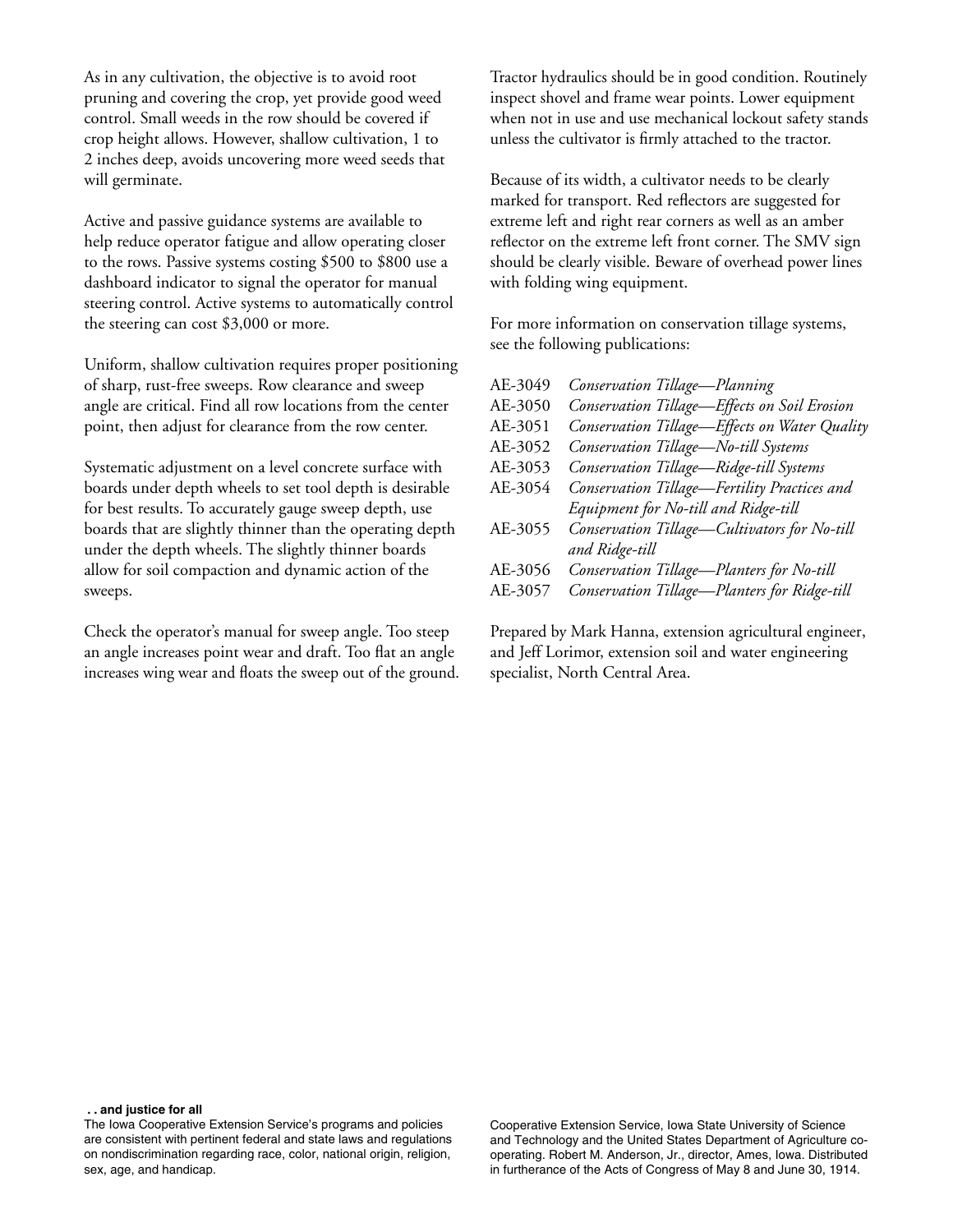As in any cultivation, the objective is to avoid root pruning and covering the crop, yet provide good weed control. Small weeds in the row should be covered if crop height allows. However, shallow cultivation, 1 to 2 inches deep, avoids uncovering more weed seeds that will germinate.

Active and passive guidance systems are available to help reduce operator fatigue and allow operating closer to the rows. Passive systems costing $500 to $800 use a dashboard indicator to signal the operator for manual steering control. Active systems to automatically control the steering can cost $3,000 or more.

Uniform, shallow cultivation requires proper positioning of sharp, rust-free sweeps. Row clearance and sweep angle are critical. Find all row locations from the center point, then adjust for clearance from the row center.

Systematic adjustment on a level concrete surface with boards under depth wheels to set tool depth is desirable for best results. To accurately gauge sweep depth, use boards that are slightly thinner than the operating depth under the depth wheels. The slightly thinner boards allow for soil compaction and dynamic action of the sweeps.

Check the operator's manual for sweep angle. Too steep an angle increases point wear and draft. Too flat an angle increases wing wear and floats the sweep out of the ground.

Tractor hydraulics should be in good condition. Routinely inspect shovel and frame wear points. Lower equipment when not in use and use mechanical lockout safety stands unless the cultivator is firmly attached to the tractor.

Because of its width, a cultivator needs to be clearly marked for transport. Red reflectors are suggested for extreme left and right rear corners as well as an amber reflector on the extreme left front corner. The SMV sign should be clearly visible. Beware of overhead power lines with folding wing equipment.

For more information on conservation tillage systems, see the following publications:

AE-3049 *Conservation Tillage—Planning*
AE-3050 *Conservation Tillage—Effects on Soil Erosion*
AE-3051 *Conservation Tillage—Effects on Water Quality*
AE-3052 *Conservation Tillage—No-till Systems*
AE-3053 *Conservation Tillage—Ridge-till Systems*
AE-3054 *Conservation Tillage—Fertility Practices and Equipment for No-till and Ridge-till*
AE-3055 *Conservation Tillage—Cultivators for No-till and Ridge-till*
AE-3056 *Conservation Tillage—Planters for No-till*
AE-3057 *Conservation Tillage—Planters for Ridge-till*

Prepared by Mark Hanna, extension agricultural engineer, and Jeff Lorimor, extension soil and water engineering specialist, North Central Area.

**. . and justice for all**
The Iowa Cooperative Extension Service's programs and policies are consistent with pertinent federal and state laws and regulations on nondiscrimination regarding race, color, national origin, religion, sex, age, and handicap.

Cooperative Extension Service, Iowa State University of Science and Technology and the United States Department of Agriculture cooperating. Robert M. Anderson, Jr., director, Ames, Iowa. Distributed in furtherance of the Acts of Congress of May 8 and June 30, 1914.